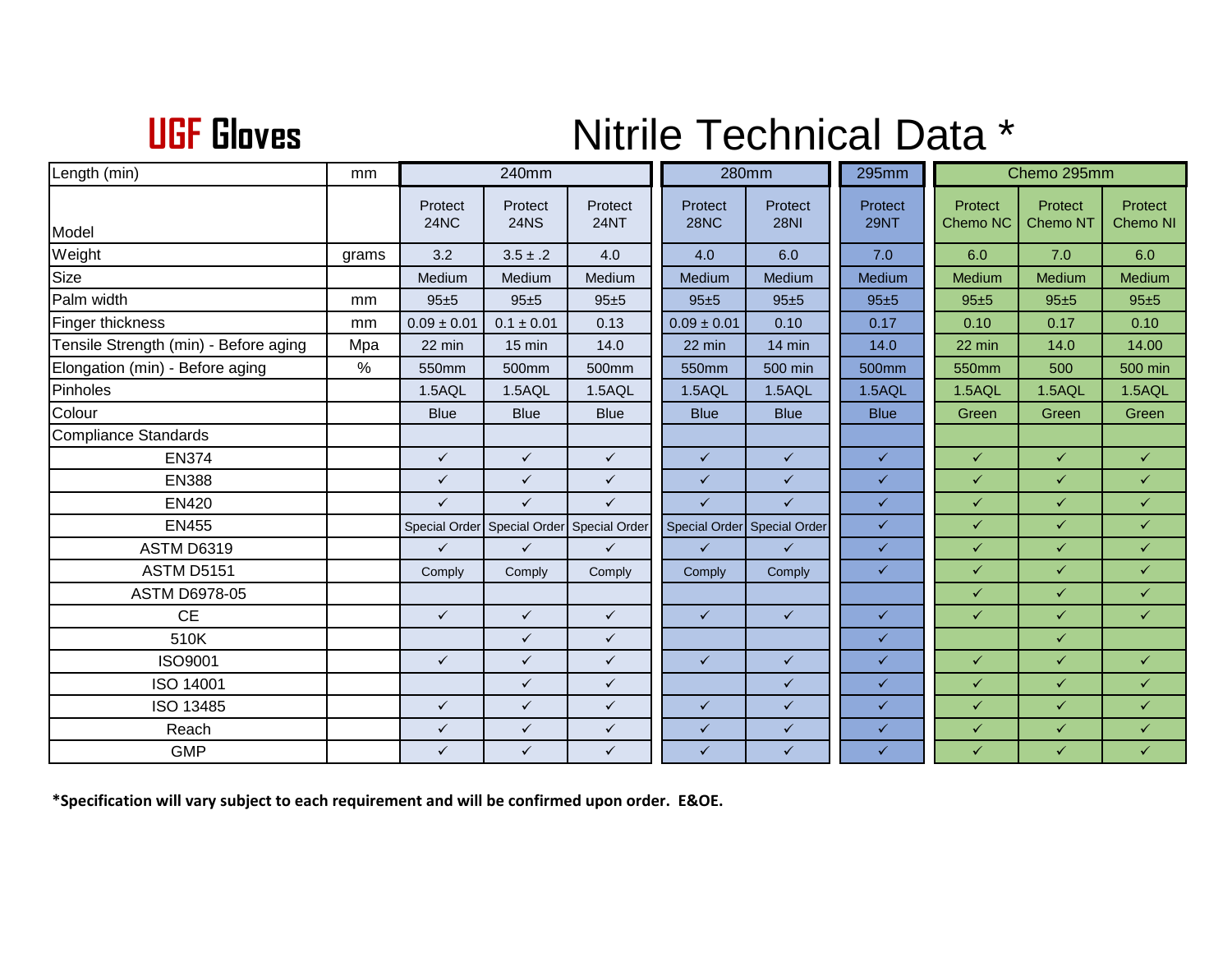# UGF Gloves

# Nitrile Technical Data *

| Length (min) | mm | 240mm | | | 280mm | | 295mm | Chemo 295mm | | |
|---|---|---|---|---|---|---|---|---|---|---|
| Model | | Protect 24NC | Protect 24NS | Protect 24NT | Protect 28NC | Protect 28NI | Protect 29NT | Protect Chemo NC | Protect Chemo NT | Protect Chemo NI |
| Weight | grams | 3.2 | 3.5 ± .2 | 4.0 | 4.0 | 6.0 | 7.0 | 6.0 | 7.0 | 6.0 |
| Size | | Medium | Medium | Medium | Medium | Medium | Medium | Medium | Medium | Medium |
| Palm width | mm | 95±5 | 95±5 | 95±5 | 95±5 | 95±5 | 95±5 | 95±5 | 95±5 | 95±5 |
| Finger thickness | mm | 0.09 ± 0.01 | 0.1 ± 0.01 | 0.13 | 0.09 ± 0.01 | 0.10 | 0.17 | 0.10 | 0.17 | 0.10 |
| Tensile Strength (min) - Before aging | Mpa | 22 min | 15 min | 14.0 | 22 min | 14 min | 14.0 | 22 min | 14.0 | 14.00 |
| Elongation (min) - Before aging | % | 550mm | 500mm | 500mm | 550mm | 500 min | 500mm | 550mm | 500 | 500 min |
| Pinholes | | 1.5AQL | 1.5AQL | 1.5AQL | 1.5AQL | 1.5AQL | 1.5AQL | 1.5AQL | 1.5AQL | 1.5AQL |
| Colour | | Blue | Blue | Blue | Blue | Blue | Blue | Green | Green | Green |
| Compliance Standards | | | | | | | | | | |
| EN374 | | ✓ | ✓ | ✓ | ✓ | ✓ | ✓ | ✓ | ✓ | ✓ |
| EN388 | | ✓ | ✓ | ✓ | ✓ | ✓ | ✓ | ✓ | ✓ | ✓ |
| EN420 | | ✓ | ✓ | ✓ | ✓ | ✓ | ✓ | ✓ | ✓ | ✓ |
| EN455 | | Special Order | Special Order | Special Order | Special Order | Special Order | ✓ | ✓ | ✓ | ✓ |
| ASTM D6319 | | ✓ | ✓ | ✓ | ✓ | ✓ | ✓ | ✓ | ✓ | ✓ |
| ASTM D5151 | | Comply | Comply | Comply | Comply | Comply | ✓ | ✓ | ✓ | ✓ |
| ASTM D6978-05 | | | | | | | | ✓ | ✓ | ✓ |
| CE | | ✓ | ✓ | ✓ | ✓ | ✓ | ✓ | ✓ | ✓ | ✓ |
| 510K | | | ✓ | ✓ | | | ✓ | | ✓ | |
| ISO9001 | | ✓ | ✓ | ✓ | ✓ | ✓ | ✓ | ✓ | ✓ | ✓ |
| ISO 14001 | | | ✓ | ✓ | | ✓ | ✓ | ✓ | ✓ | ✓ |
| ISO 13485 | | ✓ | ✓ | ✓ | ✓ | ✓ | ✓ | ✓ | ✓ | ✓ |
| Reach | | ✓ | ✓ | ✓ | ✓ | ✓ | ✓ | ✓ | ✓ | ✓ |
| GMP | | ✓ | ✓ | ✓ | ✓ | ✓ | ✓ | ✓ | ✓ | ✓ |

**\*Specification will vary subject to each requirement and will be confirmed upon order. E&OE.**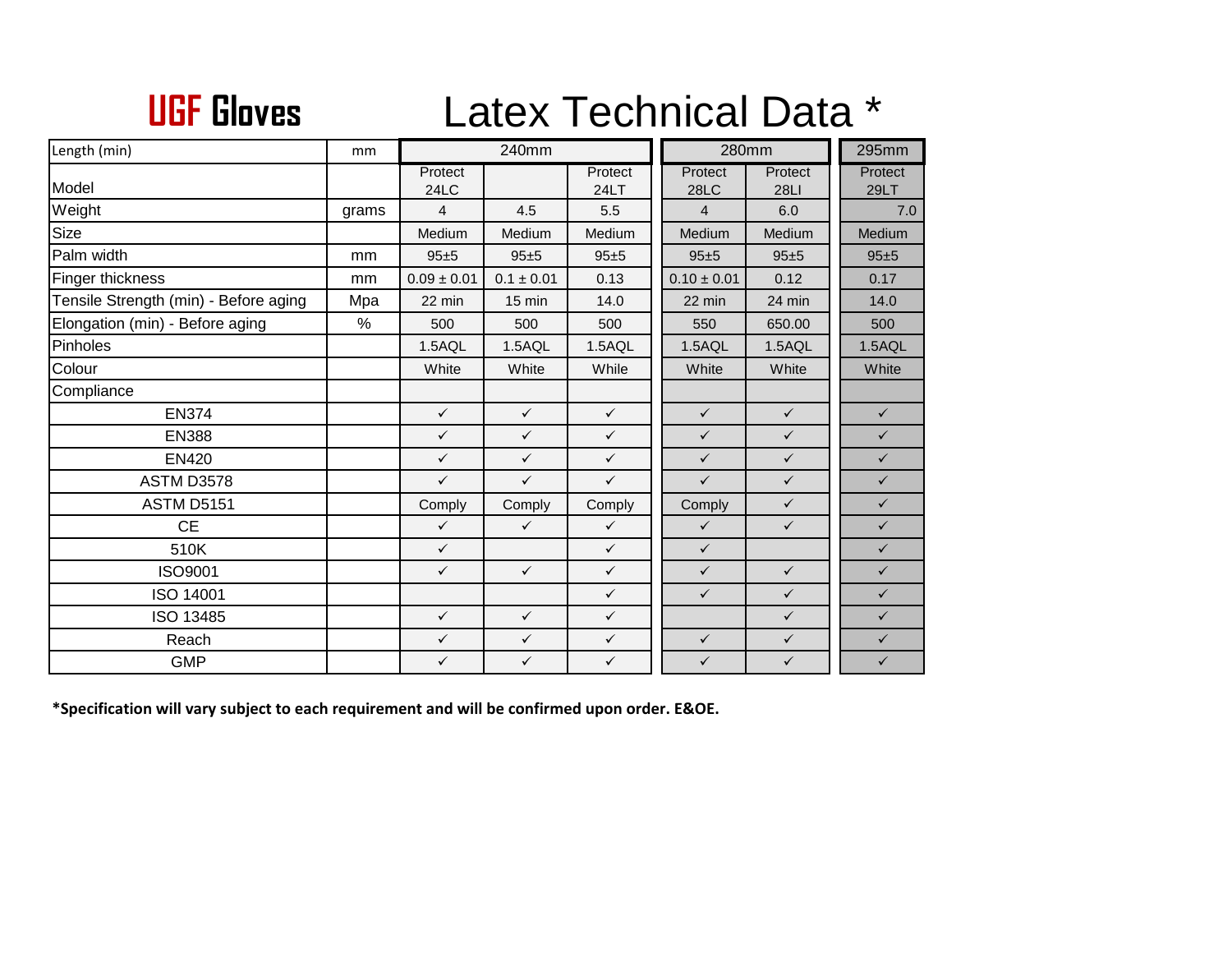# UGF Gloves

# Latex Technical Data *

| Length (min) | mm | 240mm | | | 280mm | | 295mm |
|---|---|---|---|---|---|---|---|
| Model | | Protect 24LC | | Protect 24LT | Protect 28LC | Protect 28LI | Protect 29LT |
| Weight | grams | 4 | 4.5 | 5.5 | 4 | 6.0 | 7.0 |
| Size | | Medium | Medium | Medium | Medium | Medium | Medium |
| Palm width | mm | 95±5 | 95±5 | 95±5 | 95±5 | 95±5 | 95±5 |
| Finger thickness | mm | 0.09 ± 0.01 | 0.1 ± 0.01 | 0.13 | 0.10 ± 0.01 | 0.12 | 0.17 |
| Tensile Strength (min) - Before aging | Mpa | 22 min | 15 min | 14.0 | 22 min | 24 min | 14.0 |
| Elongation (min) - Before aging | % | 500 | 500 | 500 | 550 | 650.00 | 500 |
| Pinholes | | 1.5AQL | 1.5AQL | 1.5AQL | 1.5AQL | 1.5AQL | 1.5AQL |
| Colour | | White | White | While | White | White | White |
| Compliance | | | | | | | |
| EN374 | | ✓ | ✓ | ✓ | ✓ | ✓ | ✓ |
| EN388 | | ✓ | ✓ | ✓ | ✓ | ✓ | ✓ |
| EN420 | | ✓ | ✓ | ✓ | ✓ | ✓ | ✓ |
| ASTM D3578 | | ✓ | ✓ | ✓ | ✓ | ✓ | ✓ |
| ASTM D5151 | | Comply | Comply | Comply | Comply | ✓ | ✓ |
| CE | | ✓ | ✓ | ✓ | ✓ | ✓ | ✓ |
| 510K | | ✓ | | ✓ | ✓ | | ✓ |
| ISO9001 | | ✓ | ✓ | ✓ | ✓ | ✓ | ✓ |
| ISO 14001 | | | | ✓ | ✓ | ✓ | ✓ |
| ISO 13485 | | ✓ | ✓ | ✓ | | ✓ | ✓ |
| Reach | | ✓ | ✓ | ✓ | ✓ | ✓ | ✓ |
| GMP | | ✓ | ✓ | ✓ | ✓ | ✓ | ✓ |

***Specification will vary subject to each requirement and will be confirmed upon order. E&OE.**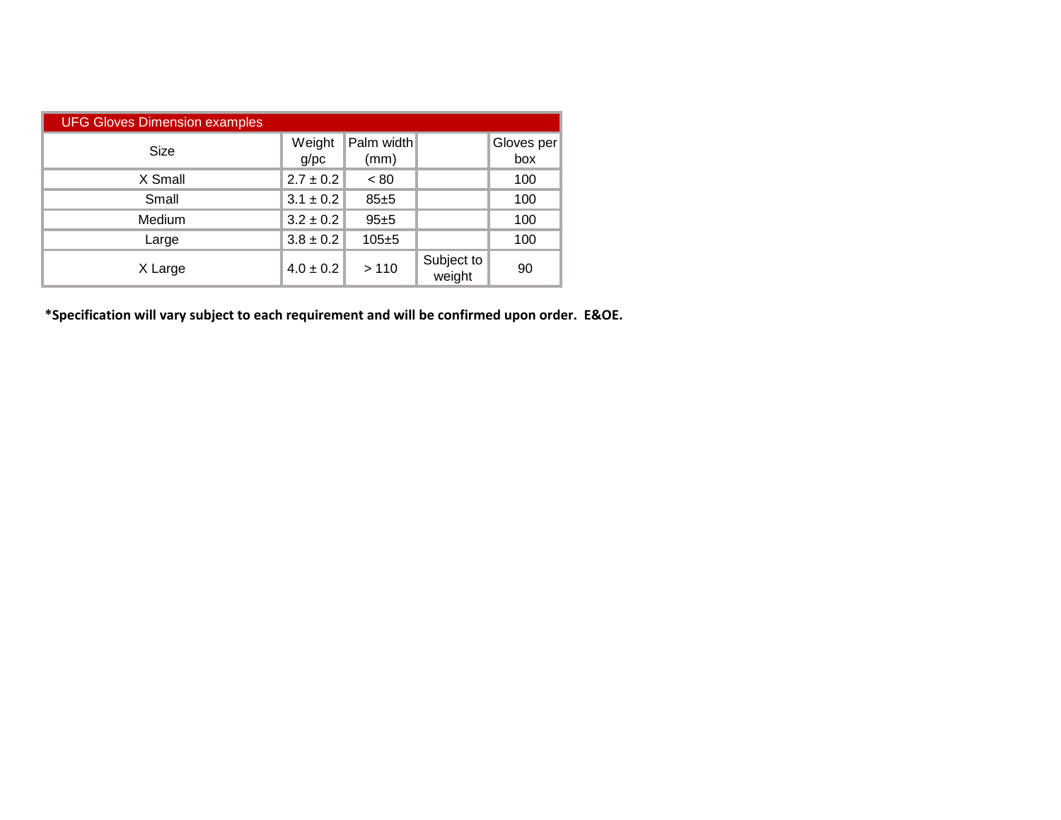| UFG Gloves Dimension examples | | | | |
|---|---|---|---|---|
| Size | Weight g/pc | Palm width (mm) | | Gloves per box |
| X Small | 2.7 ± 0.2 | < 80 | | 100 |
| Small | 3.1 ± 0.2 | 85±5 | | 100 |
| Medium | 3.2 ± 0.2 | 95±5 | | 100 |
| Large | 3.8 ± 0.2 | 105±5 | | 100 |
| X Large | 4.0 ± 0.2 | > 110 | Subject to weight | 90 |

**\*Specification will vary subject to each requirement and will be confirmed upon order. E&OE.**